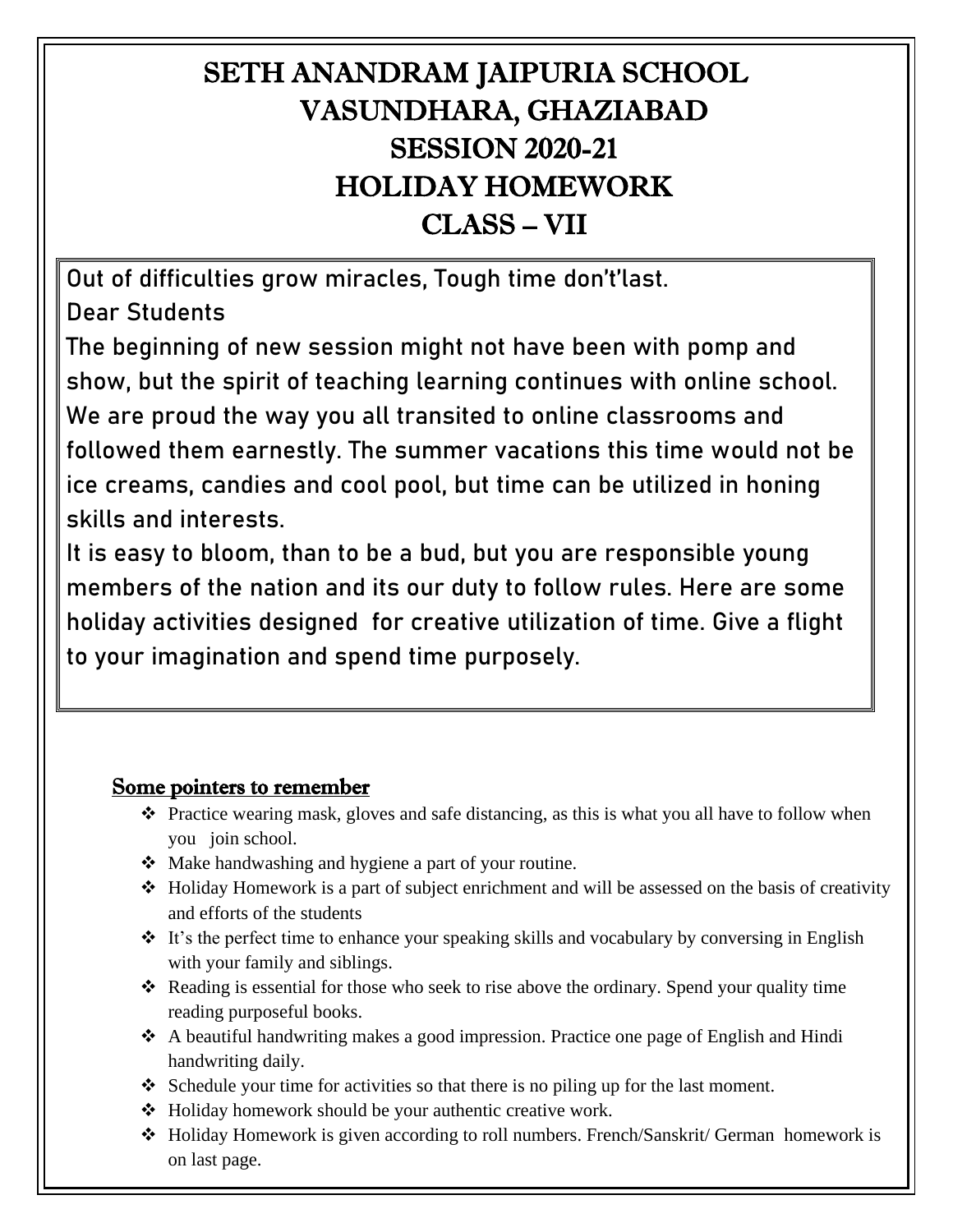# SETH ANANDRAM JAIPURIA SCHOOL
# VASUNDHARA, GHAZIABAD
# SESSION 2020-21
# HOLIDAY HOMEWORK
# CLASS – VII

Out of difficulties grow miracles, Tough time don't'last.

Dear Students

The beginning of new session might not have been with pomp and show, but the spirit of teaching learning continues with online school. We are proud the way you all transited to online classrooms and followed them earnestly. The summer vacations this time would not be ice creams, candies and cool pool, but time can be utilized in honing skills and interests.

It is easy to bloom, than to be a bud, but you are responsible young members of the nation and its our duty to follow rules. Here are some holiday activities designed for creative utilization of time. Give a flight to your imagination and spend time purposely.

## Some pointers to remember

- Practice wearing mask, gloves and safe distancing, as this is what you all have to follow when you join school.
- Make handwashing and hygiene a part of your routine.
- Holiday Homework is a part of subject enrichment and will be assessed on the basis of creativity and efforts of the students
- It's the perfect time to enhance your speaking skills and vocabulary by conversing in English with your family and siblings.
- Reading is essential for those who seek to rise above the ordinary. Spend your quality time reading purposeful books.
- A beautiful handwriting makes a good impression. Practice one page of English and Hindi handwriting daily.
- Schedule your time for activities so that there is no piling up for the last moment.
- Holiday homework should be your authentic creative work.
- Holiday Homework is given according to roll numbers. French/Sanskrit/ German homework is on last page.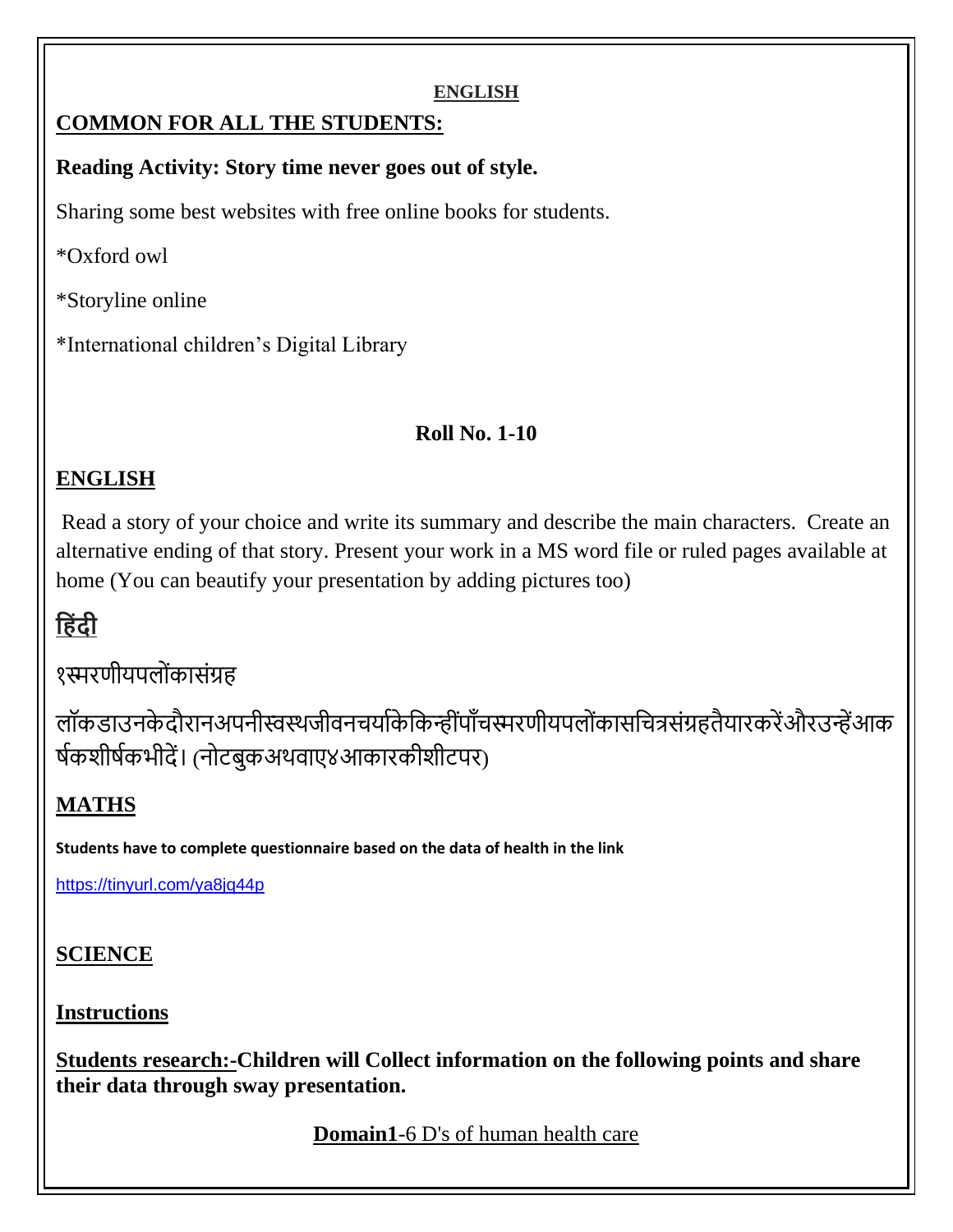**ENGLISH**

## COMMON FOR ALL THE STUDENTS:

**Reading Activity: Story time never goes out of style.**

Sharing some best websites with free online books for students.

*Oxford owl

*Storyline online

*International children's Digital Library

**Roll No. 1-10**

## ENGLISH

Read a story of your choice and write its summary and describe the main characters. Create an alternative ending of that story. Present your work in a MS word file or ruled pages available at home (You can beautify your presentation by adding pictures too)

## हिंदी

१स्मरणीयपलोंकासंग्रह

लॉकडाउनकेदौरानअपनीस्वस्थजीवनचर्याकेकिन्हींपाँचस्मरणीयपलोंकासचित्रसंग्रहतैयारकरेंऔरउन्हेंआकर्षकशीर्षकभीदें। (नोटबुकअथवाए४आकारकीशीटपर)

## MATHS

**Students have to complete questionnaire based on the data of health in the link**

https://tinyurl.com/ya8jq44p

## SCIENCE

**Instructions**

**Students research:-Children will Collect information on the following points and share their data through sway presentation.**

**Domain1**-6 D's of human health care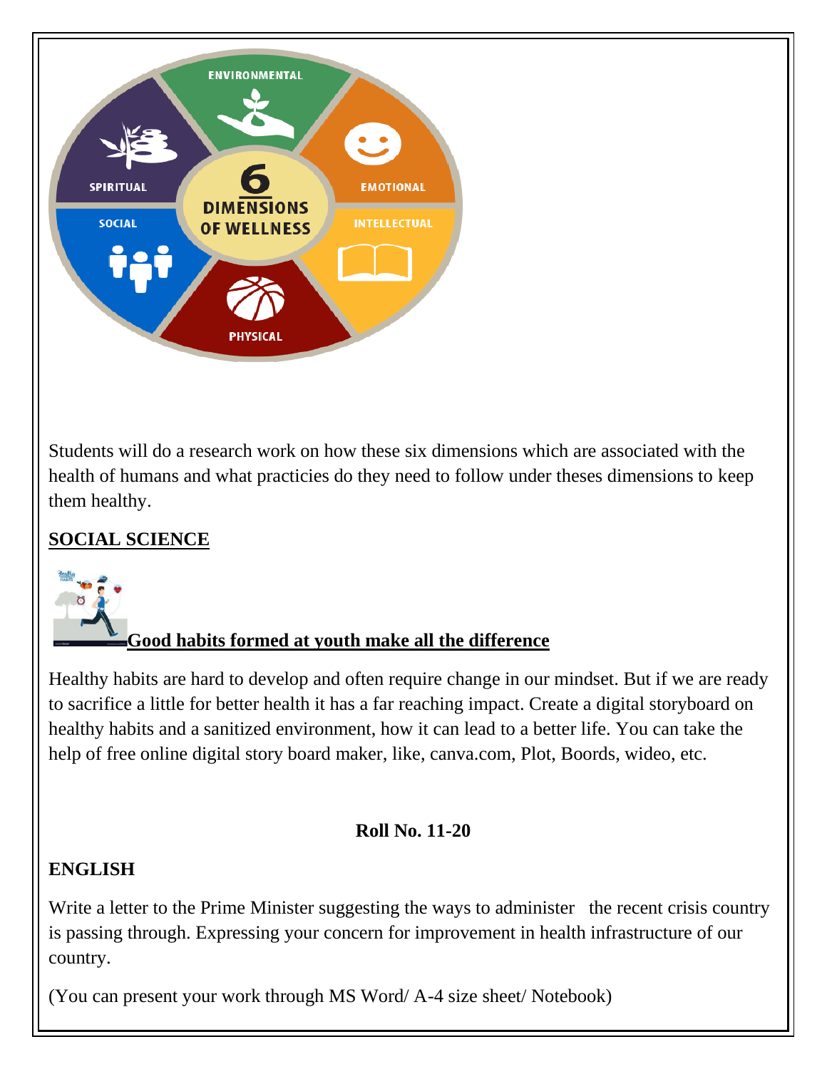Students will do a research work on how these six dimensions which are associated with the health of humans and what practicies do they need to follow under theses dimensions to keep them healthy.

## SOCIAL SCIENCE

### Good habits formed at youth make all the difference

Healthy habits are hard to develop and often require change in our mindset. But if we are ready to sacrifice a little for better health it has a far reaching impact. Create a digital storyboard on healthy habits and a sanitized environment, how it can lead to a better life. You can take the help of free online digital story board maker, like, canva.com, Plot, Boords, wideo, etc.

**Roll No. 11-20**

## ENGLISH

Write a letter to the Prime Minister suggesting the ways to administer the recent crisis country is passing through. Expressing your concern for improvement in health infrastructure of our country.

(You can present your work through MS Word/ A-4 size sheet/ Notebook)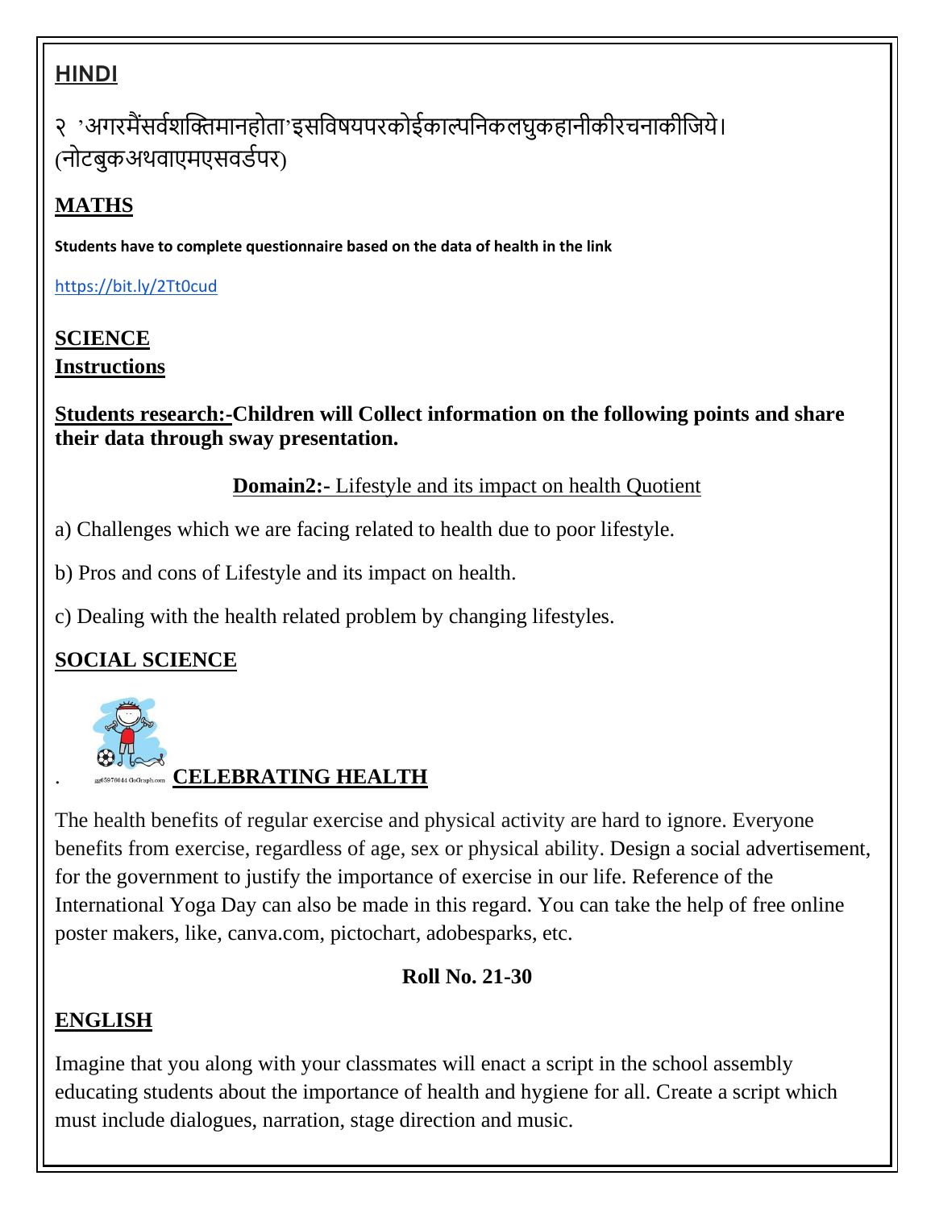## HINDI

२ 'अगरमैंसर्वशक्तिमानहोता'इसविषयपरकोईकाल्पनिकलघुकहानीकीरचनाकीजिये। (नोटबुकअथवाएमएसवर्डपर)

## MATHS

**Students have to complete questionnaire based on the data of health in the link**

https://bit.ly/2Tt0cud

## SCIENCE

**Instructions**

**Students research:-Children will Collect information on the following points and share their data through sway presentation.**

**Domain2:-** Lifestyle and its impact on health Quotient

a) Challenges which we are facing related to health due to poor lifestyle.

b) Pros and cons of Lifestyle and its impact on health.

c) Dealing with the health related problem by changing lifestyles.

## SOCIAL SCIENCE

**CELEBRATING HEALTH**

The health benefits of regular exercise and physical activity are hard to ignore. Everyone benefits from exercise, regardless of age, sex or physical ability. Design a social advertisement, for the government to justify the importance of exercise in our life. Reference of the International Yoga Day can also be made in this regard. You can take the help of free online poster makers, like, canva.com, pictochart, adobesparks, etc.

**Roll No. 21-30**

## ENGLISH

Imagine that you along with your classmates will enact a script in the school assembly educating students about the importance of health and hygiene for all. Create a script which must include dialogues, narration, stage direction and music.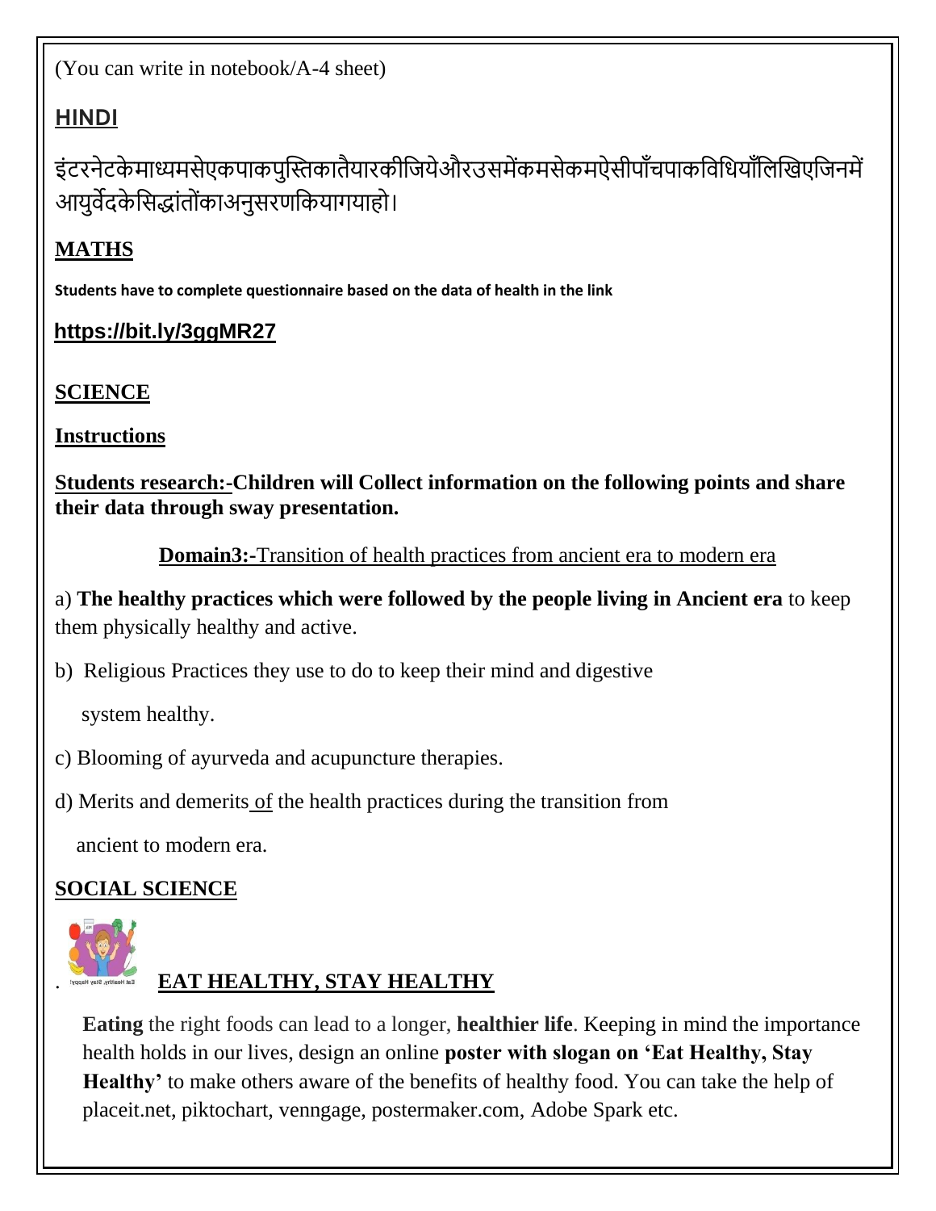(You can write in notebook/A-4 sheet)

## HINDI

इंटरनेटकेमाध्यमसेएकपाकपुस्तिकातैयारकीजियेऔरउसमेंकमसेकमऐसीपाँचपाकविधियाँलिखिएजिनमें आयुर्वेदकेसिद्धांतोंकाअनुसरणकियागयाहो।

## MATHS

**Students have to complete questionnaire based on the data of health in the link**

**https://bit.ly/3ggMR27**

## SCIENCE

**Instructions**

**Students research:-Children will Collect information on the following points and share their data through sway presentation.**

**Domain3:-**Transition of health practices from ancient era to modern era

a) **The healthy practices which were followed by the people living in Ancient era** to keep them physically healthy and active.

b) Religious Practices they use to do to keep their mind and digestive system healthy.

c) Blooming of ayurveda and acupuncture therapies.

d) Merits and demerits of the health practices during the transition from ancient to modern era.

## SOCIAL SCIENCE

**EAT HEALTHY, STAY HEALTHY**

**Eating** the right foods can lead to a longer, **healthier life**. Keeping in mind the importance health holds in our lives, design an online **poster with slogan on 'Eat Healthy, Stay Healthy'** to make others aware of the benefits of healthy food. You can take the help of placeit.net, piktochart, venngage, postermaker.com, Adobe Spark etc.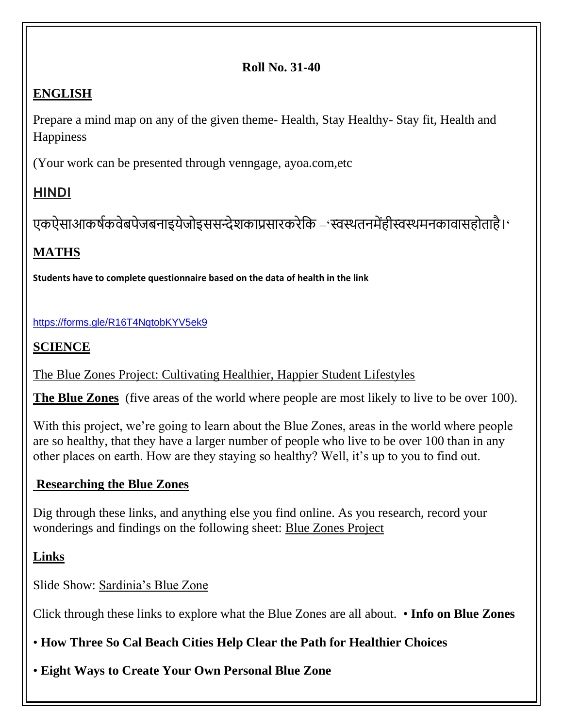**Roll No. 31-40**

## ENGLISH

Prepare a mind map on any of the given theme- Health, Stay Healthy- Stay fit, Health and Happiness

(Your work can be presented through venngage, ayoa.com,etc

## HINDI

एकऐसाआकर्षकवेबपेजबनाइयेजोइससन्देशकाप्रसारकरेकि –'स्वस्थतनमेंहीस्वस्थमनकावासहोताहै।'

## MATHS

**Students have to complete questionnaire based on the data of health in the link**

https://forms.gle/R16T4NqtobKYV5ek9

## SCIENCE

The Blue Zones Project: Cultivating Healthier, Happier Student Lifestyles

**The Blue Zones** (five areas of the world where people are most likely to live to be over 100).

With this project, we're going to learn about the Blue Zones, areas in the world where people are so healthy, that they have a larger number of people who live to be over 100 than in any other places on earth. How are they staying so healthy? Well, it's up to you to find out.

### Researching the Blue Zones

Dig through these links, and anything else you find online. As you research, record your wonderings and findings on the following sheet: Blue Zones Project

### Links

Slide Show: Sardinia's Blue Zone

Click through these links to explore what the Blue Zones are all about. • **Info on Blue Zones**

- **How Three So Cal Beach Cities Help Clear the Path for Healthier Choices**
- **Eight Ways to Create Your Own Personal Blue Zone**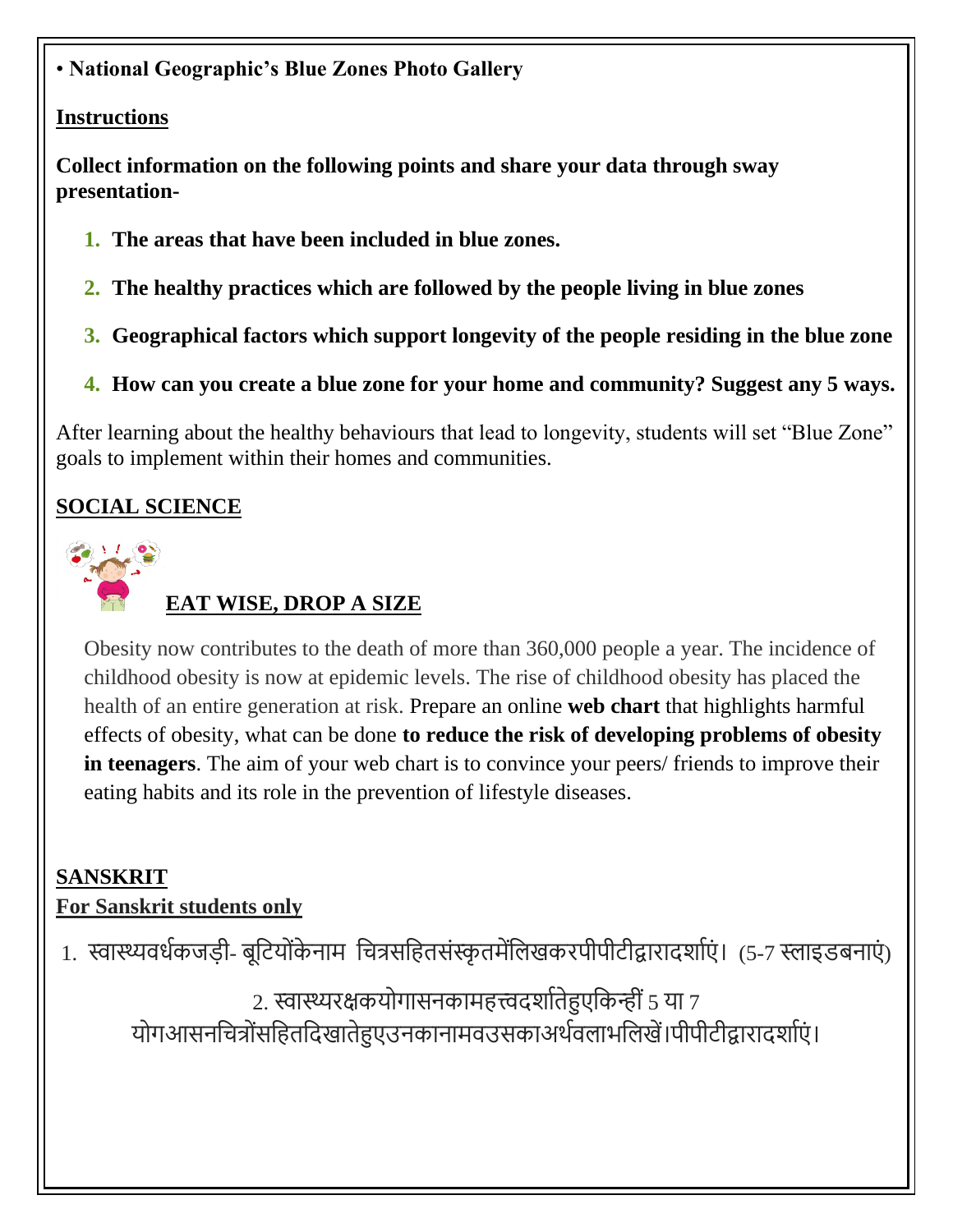• **National Geographic's Blue Zones Photo Gallery**

**Instructions**

**Collect information on the following points and share your data through sway presentation-**

1. **The areas that have been included in blue zones.**
2. **The healthy practices which are followed by the people living in blue zones**
3. **Geographical factors which support longevity of the people residing in the blue zone**
4. **How can you create a blue zone for your home and community? Suggest any 5 ways.**

After learning about the healthy behaviours that lead to longevity, students will set "Blue Zone" goals to implement within their homes and communities.

## SOCIAL SCIENCE

### EAT WISE, DROP A SIZE

Obesity now contributes to the death of more than 360,000 people a year. The incidence of childhood obesity is now at epidemic levels. The rise of childhood obesity has placed the health of an entire generation at risk. Prepare an online **web chart** that highlights harmful effects of obesity, what can be done **to reduce the risk of developing problems of obesity in teenagers**. The aim of your web chart is to convince your peers/ friends to improve their eating habits and its role in the prevention of lifestyle diseases.

## SANSKRIT

**For Sanskrit students only**

1. स्वास्थ्यवर्धकजड़ी- बूटियोंकेनाम चित्रसहितसंस्कृतमेंलिखकरपीपीटीद्वारादर्शाएं। (5-7 स्लाइडबनाएं)

2. स्वास्थ्यरक्षकयोगासनकामहत्त्वदर्शातेहुएकिन्हीं 5 या 7 योगआसनचित्रोंसहितदिखातेहुएउनकानामवउसकाअर्थवलाभलिखें।पीपीटीद्वारादर्शाएं।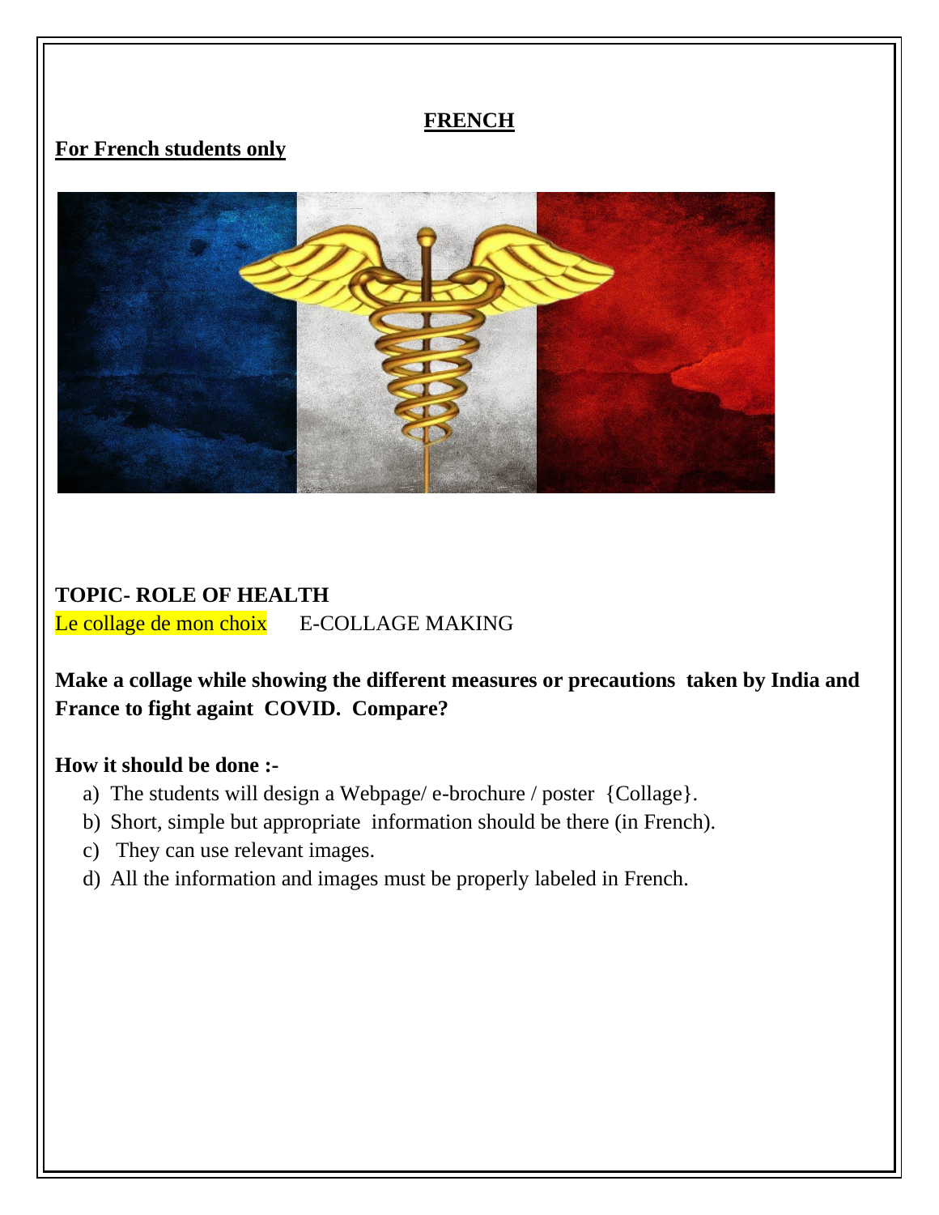## FRENCH

**For French students only**

**TOPIC- ROLE OF HEALTH**

Le collage de mon choix E-COLLAGE MAKING

**Make a collage while showing the different measures or precautions taken by India and France to fight againt COVID. Compare?**

**How it should be done :-**

a) The students will design a Webpage/ e-brochure / poster {Collage}.
b) Short, simple but appropriate information should be there (in French).
c) They can use relevant images.
d) All the information and images must be properly labeled in French.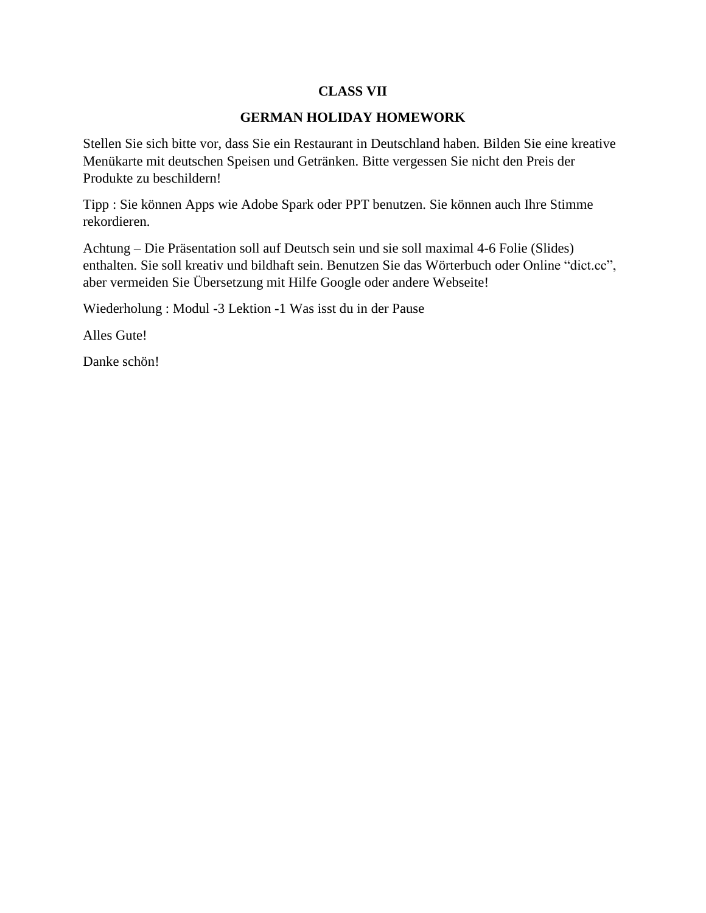**CLASS VII**

**GERMAN HOLIDAY HOMEWORK**

Stellen Sie sich bitte vor, dass Sie ein Restaurant in Deutschland haben. Bilden Sie eine kreative Menükarte mit deutschen Speisen und Getränken. Bitte vergessen Sie nicht den Preis der Produkte zu beschildern!

Tipp : Sie können Apps wie Adobe Spark oder PPT benutzen. Sie können auch Ihre Stimme rekordieren.

Achtung – Die Präsentation soll auf Deutsch sein und sie soll maximal 4-6 Folie (Slides) enthalten. Sie soll kreativ und bildhaft sein. Benutzen Sie das Wörterbuch oder Online "dict.cc", aber vermeiden Sie Übersetzung mit Hilfe Google oder andere Webseite!

Wiederholung : Modul -3 Lektion -1 Was isst du in der Pause

Alles Gute!

Danke schön!